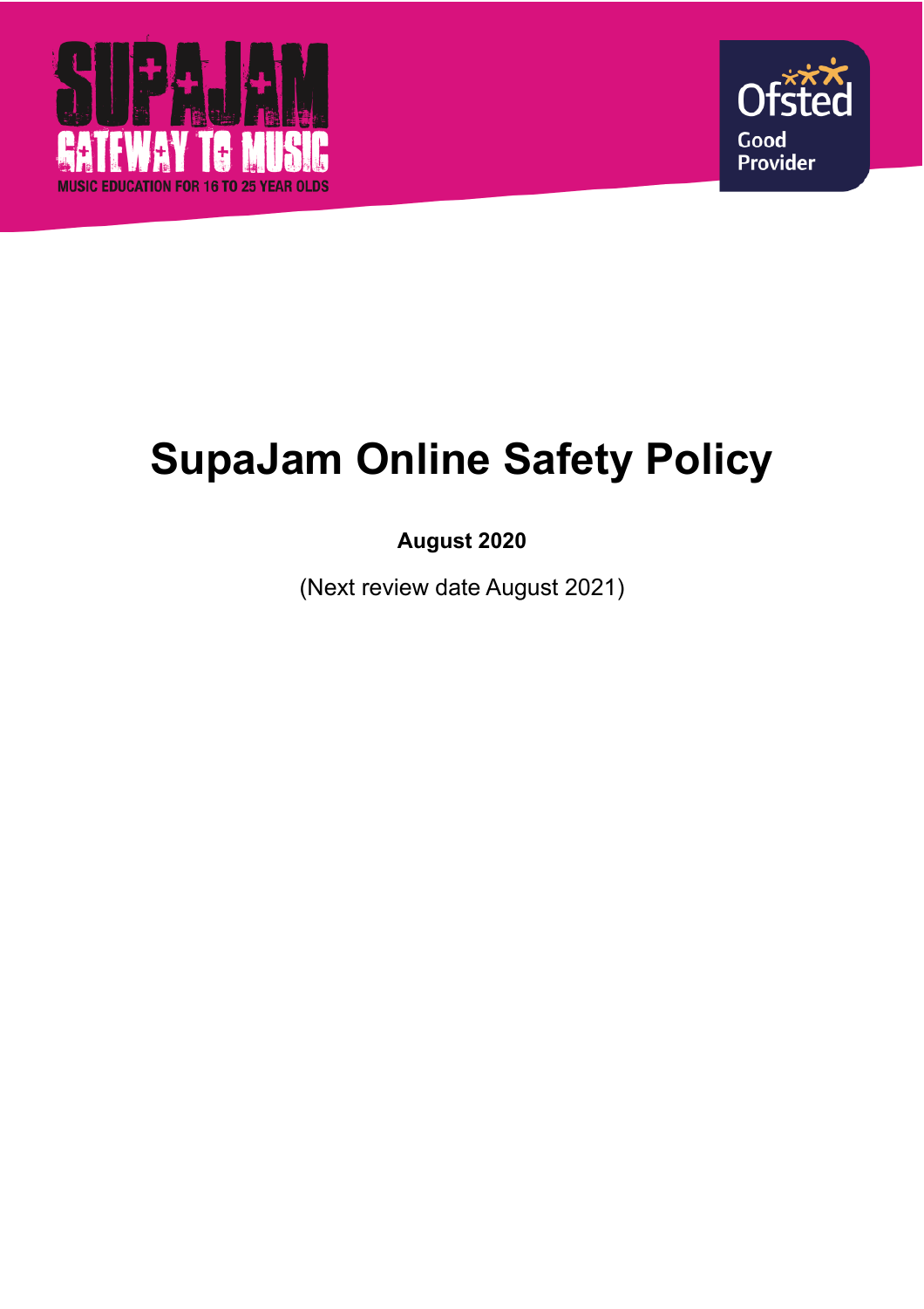SUPAJAM GATEWAY TO MUSIC

MUSIC EDUCATION FOR 16 TO 25 YEAR OLDS

Ofsted Good Provider

# SupaJam Online Safety Policy

**August 2020**

(Next review date August 2021)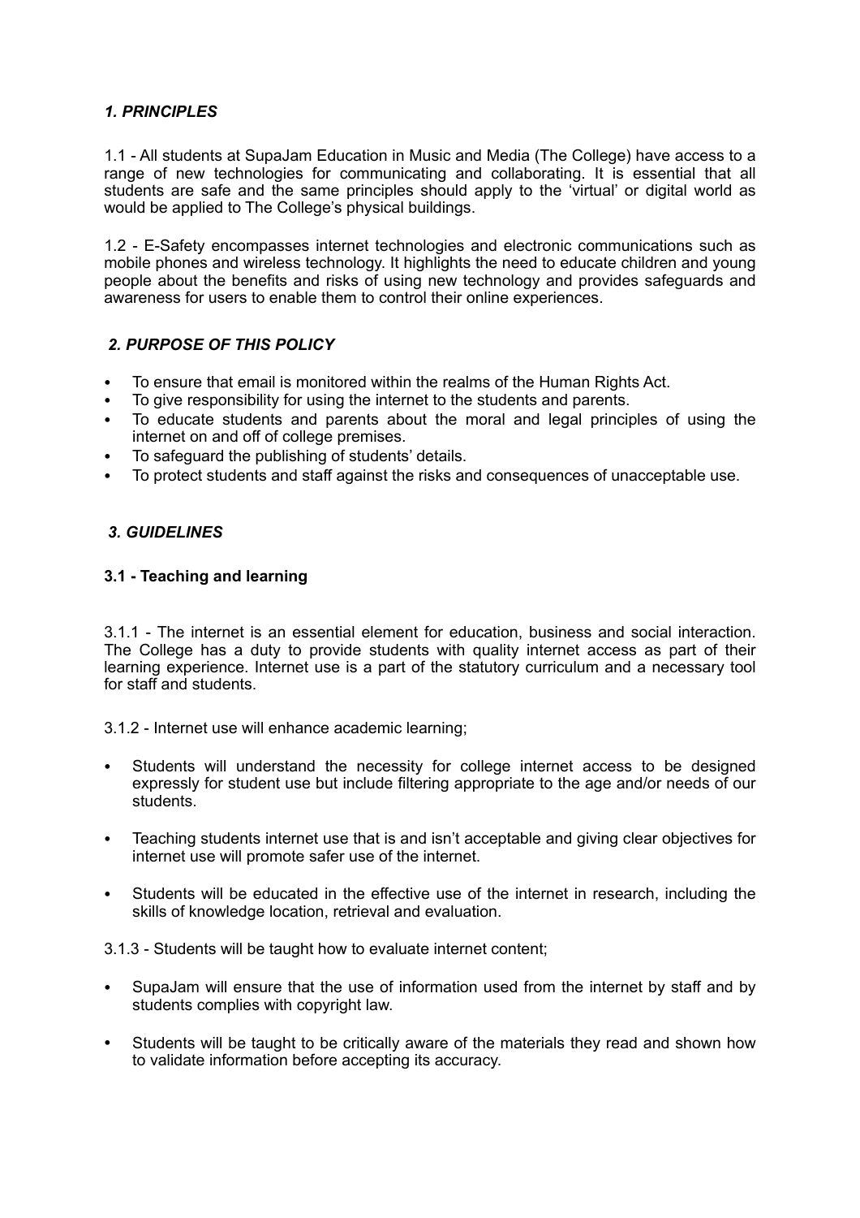## *1. PRINCIPLES*

1.1 - All students at SupaJam Education in Music and Media (The College) have access to a range of new technologies for communicating and collaborating. It is essential that all students are safe and the same principles should apply to the 'virtual' or digital world as would be applied to The College's physical buildings.

1.2 - E-Safety encompasses internet technologies and electronic communications such as mobile phones and wireless technology. It highlights the need to educate children and young people about the benefits and risks of using new technology and provides safeguards and awareness for users to enable them to control their online experiences.

## *2. PURPOSE OF THIS POLICY*

- To ensure that email is monitored within the realms of the Human Rights Act.
- To give responsibility for using the internet to the students and parents.
- To educate students and parents about the moral and legal principles of using the internet on and off of college premises.
- To safeguard the publishing of students' details.
- To protect students and staff against the risks and consequences of unacceptable use.

## *3. GUIDELINES*

### 3.1 - Teaching and learning

3.1.1 - The internet is an essential element for education, business and social interaction. The College has a duty to provide students with quality internet access as part of their learning experience. Internet use is a part of the statutory curriculum and a necessary tool for staff and students.

3.1.2 - Internet use will enhance academic learning;

- Students will understand the necessity for college internet access to be designed expressly for student use but include filtering appropriate to the age and/or needs of our students.

- Teaching students internet use that is and isn't acceptable and giving clear objectives for internet use will promote safer use of the internet.

- Students will be educated in the effective use of the internet in research, including the skills of knowledge location, retrieval and evaluation.

3.1.3 - Students will be taught how to evaluate internet content;

- SupaJam will ensure that the use of information used from the internet by staff and by students complies with copyright law.

- Students will be taught to be critically aware of the materials they read and shown how to validate information before accepting its accuracy.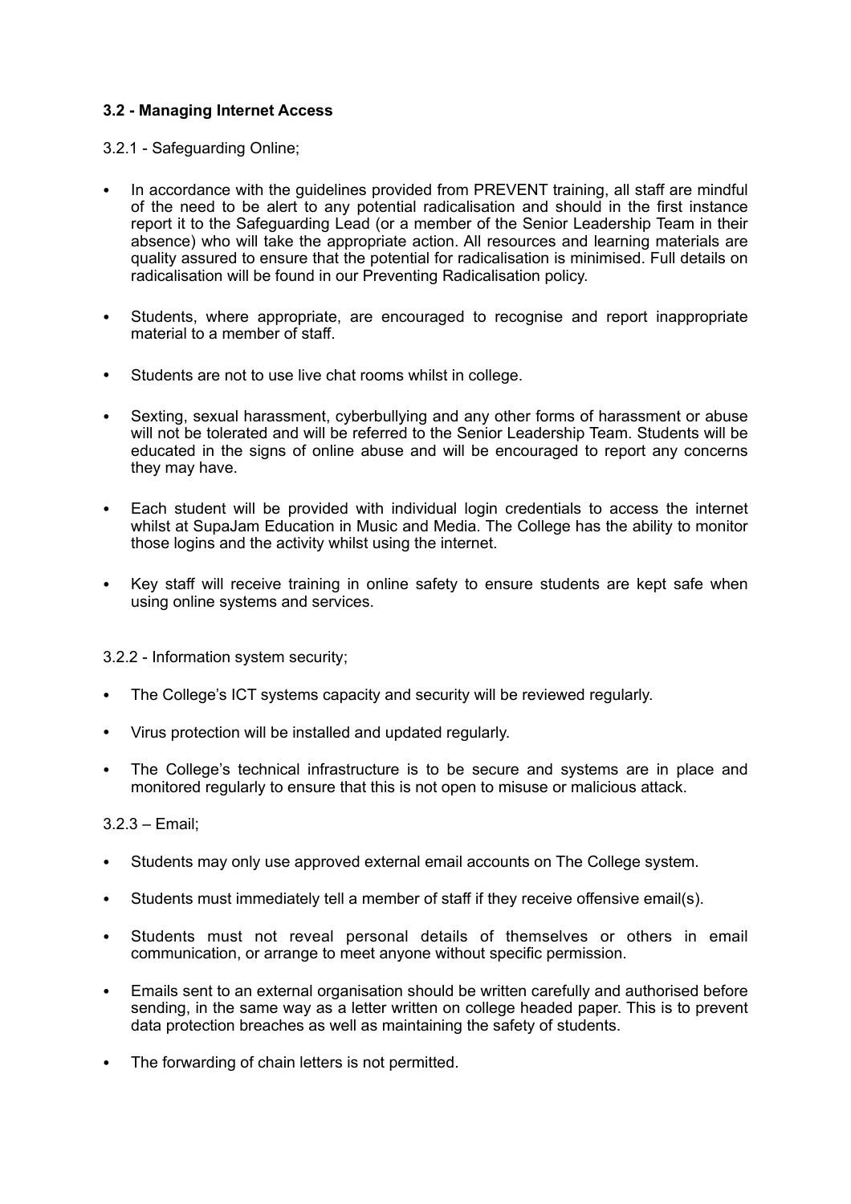**3.2 - Managing Internet Access**

3.2.1 - Safeguarding Online;

- In accordance with the guidelines provided from PREVENT training, all staff are mindful of the need to be alert to any potential radicalisation and should in the first instance report it to the Safeguarding Lead (or a member of the Senior Leadership Team in their absence) who will take the appropriate action. All resources and learning materials are quality assured to ensure that the potential for radicalisation is minimised. Full details on radicalisation will be found in our Preventing Radicalisation policy.
- Students, where appropriate, are encouraged to recognise and report inappropriate material to a member of staff.
- Students are not to use live chat rooms whilst in college.
- Sexting, sexual harassment, cyberbullying and any other forms of harassment or abuse will not be tolerated and will be referred to the Senior Leadership Team. Students will be educated in the signs of online abuse and will be encouraged to report any concerns they may have.
- Each student will be provided with individual login credentials to access the internet whilst at SupaJam Education in Music and Media. The College has the ability to monitor those logins and the activity whilst using the internet.
- Key staff will receive training in online safety to ensure students are kept safe when using online systems and services.

3.2.2 - Information system security;

- The College's ICT systems capacity and security will be reviewed regularly.
- Virus protection will be installed and updated regularly.
- The College's technical infrastructure is to be secure and systems are in place and monitored regularly to ensure that this is not open to misuse or malicious attack.

3.2.3 – Email;

- Students may only use approved external email accounts on The College system.
- Students must immediately tell a member of staff if they receive offensive email(s).
- Students must not reveal personal details of themselves or others in email communication, or arrange to meet anyone without specific permission.
- Emails sent to an external organisation should be written carefully and authorised before sending, in the same way as a letter written on college headed paper. This is to prevent data protection breaches as well as maintaining the safety of students.
- The forwarding of chain letters is not permitted.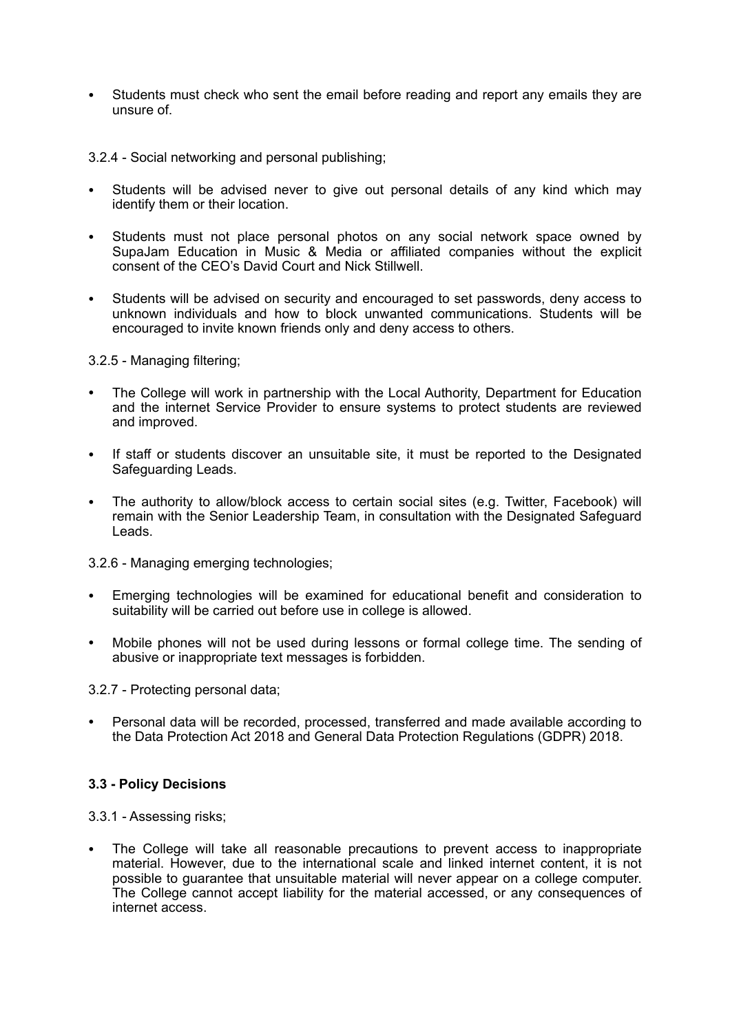- Students must check who sent the email before reading and report any emails they are unsure of.

3.2.4 - Social networking and personal publishing;

- Students will be advised never to give out personal details of any kind which may identify them or their location.
- Students must not place personal photos on any social network space owned by SupaJam Education in Music & Media or affiliated companies without the explicit consent of the CEO's David Court and Nick Stillwell.
- Students will be advised on security and encouraged to set passwords, deny access to unknown individuals and how to block unwanted communications. Students will be encouraged to invite known friends only and deny access to others.

3.2.5 - Managing filtering;

- The College will work in partnership with the Local Authority, Department for Education and the internet Service Provider to ensure systems to protect students are reviewed and improved.
- If staff or students discover an unsuitable site, it must be reported to the Designated Safeguarding Leads.
- The authority to allow/block access to certain social sites (e.g. Twitter, Facebook) will remain with the Senior Leadership Team, in consultation with the Designated Safeguard Leads.

3.2.6 - Managing emerging technologies;

- Emerging technologies will be examined for educational benefit and consideration to suitability will be carried out before use in college is allowed.
- Mobile phones will not be used during lessons or formal college time. The sending of abusive or inappropriate text messages is forbidden.

3.2.7 - Protecting personal data;

- Personal data will be recorded, processed, transferred and made available according to the Data Protection Act 2018 and General Data Protection Regulations (GDPR) 2018.

**3.3 - Policy Decisions**

3.3.1 - Assessing risks;

- The College will take all reasonable precautions to prevent access to inappropriate material. However, due to the international scale and linked internet content, it is not possible to guarantee that unsuitable material will never appear on a college computer. The College cannot accept liability for the material accessed, or any consequences of internet access.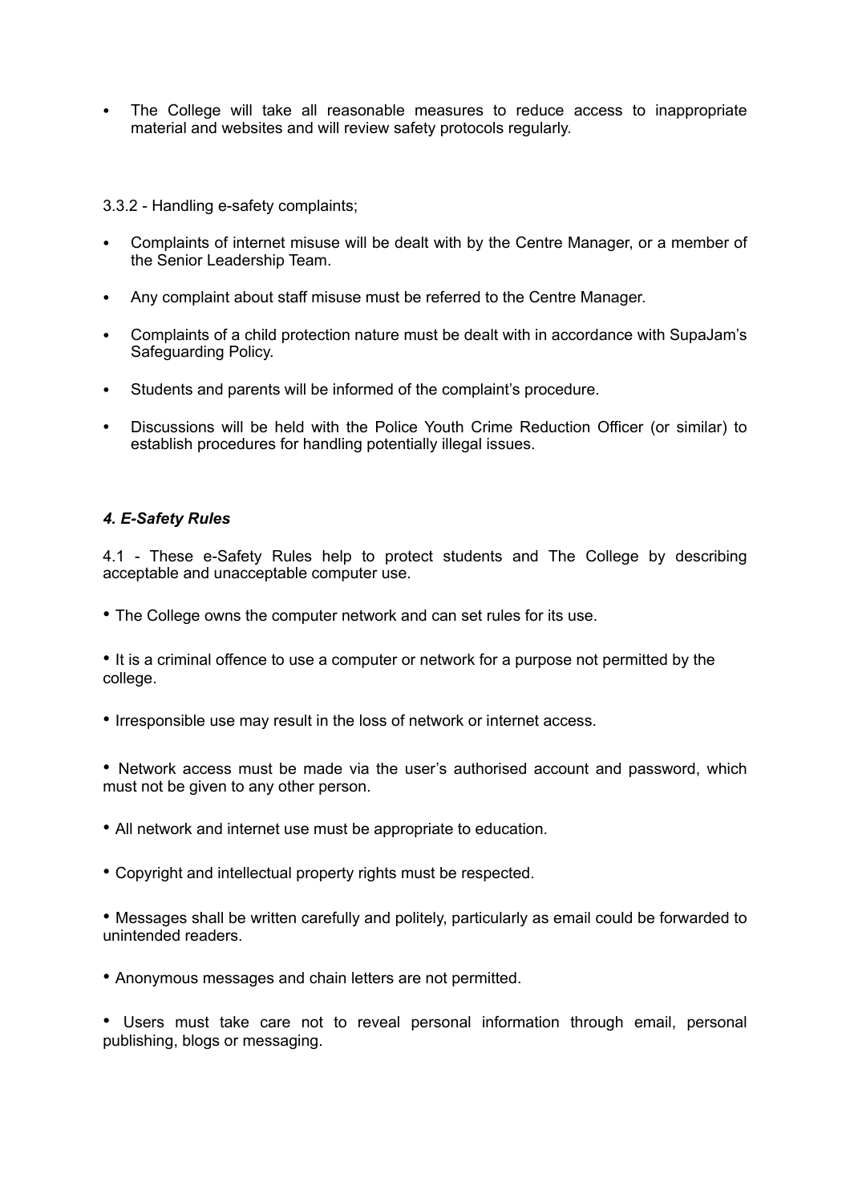- The College will take all reasonable measures to reduce access to inappropriate material and websites and will review safety protocols regularly.

3.3.2 - Handling e-safety complaints;

- Complaints of internet misuse will be dealt with by the Centre Manager, or a member of the Senior Leadership Team.
- Any complaint about staff misuse must be referred to the Centre Manager.
- Complaints of a child protection nature must be dealt with in accordance with SupaJam's Safeguarding Policy.
- Students and parents will be informed of the complaint's procedure.
- Discussions will be held with the Police Youth Crime Reduction Officer (or similar) to establish procedures for handling potentially illegal issues.

### *4. E-Safety Rules*

4.1 - These e-Safety Rules help to protect students and The College by describing acceptable and unacceptable computer use.

- The College owns the computer network and can set rules for its use.
- It is a criminal offence to use a computer or network for a purpose not permitted by the college.
- Irresponsible use may result in the loss of network or internet access.
- Network access must be made via the user's authorised account and password, which must not be given to any other person.
- All network and internet use must be appropriate to education.
- Copyright and intellectual property rights must be respected.
- Messages shall be written carefully and politely, particularly as email could be forwarded to unintended readers.
- Anonymous messages and chain letters are not permitted.
- Users must take care not to reveal personal information through email, personal publishing, blogs or messaging.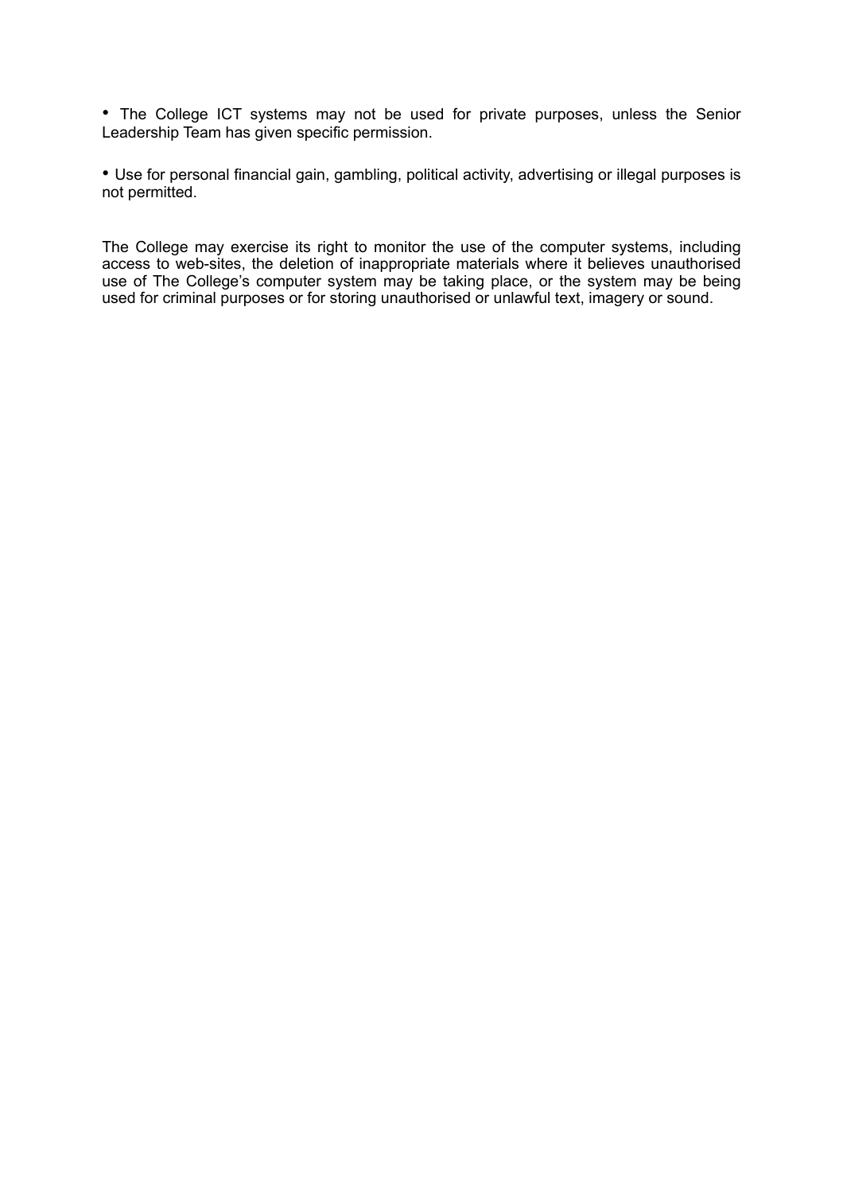- The College ICT systems may not be used for private purposes, unless the Senior Leadership Team has given specific permission.

- Use for personal financial gain, gambling, political activity, advertising or illegal purposes is not permitted.

The College may exercise its right to monitor the use of the computer systems, including access to web-sites, the deletion of inappropriate materials where it believes unauthorised use of The College's computer system may be taking place, or the system may be being used for criminal purposes or for storing unauthorised or unlawful text, imagery or sound.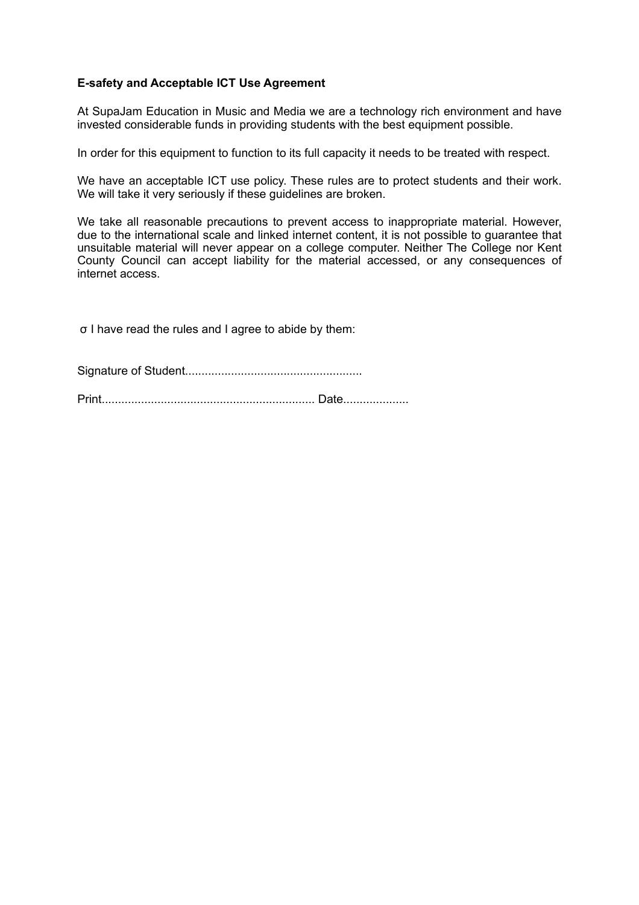**E-safety and Acceptable ICT Use Agreement**

At SupaJam Education in Music and Media we are a technology rich environment and have invested considerable funds in providing students with the best equipment possible.

In order for this equipment to function to its full capacity it needs to be treated with respect.

We have an acceptable ICT use policy. These rules are to protect students and their work. We will take it very seriously if these guidelines are broken.

We take all reasonable precautions to prevent access to inappropriate material. However, due to the international scale and linked internet content, it is not possible to guarantee that unsuitable material will never appear on a college computer. Neither The College nor Kent County Council can accept liability for the material accessed, or any consequences of internet access.

σ I have read the rules and I agree to abide by them:

Signature of Student......................................................

Print................................................................. Date....................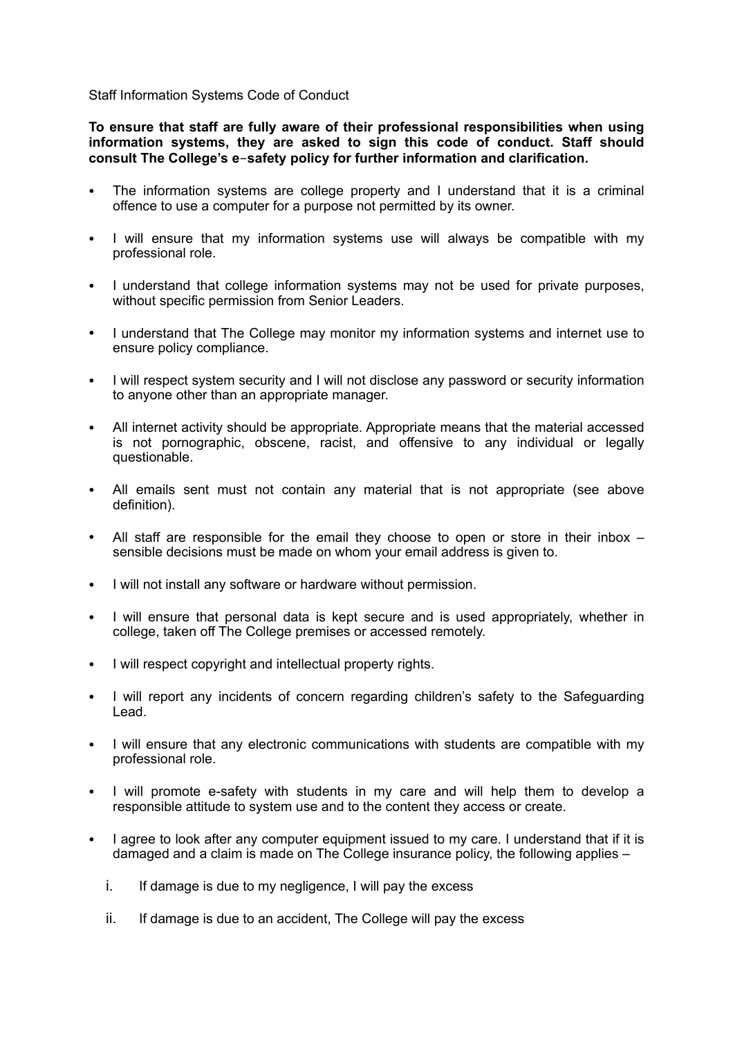Staff Information Systems Code of Conduct

**To ensure that staff are fully aware of their professional responsibilities when using information systems, they are asked to sign this code of conduct. Staff should consult The College's e-safety policy for further information and clarification.**

- The information systems are college property and I understand that it is a criminal offence to use a computer for a purpose not permitted by its owner.
- I will ensure that my information systems use will always be compatible with my professional role.
- I understand that college information systems may not be used for private purposes, without specific permission from Senior Leaders.
- I understand that The College may monitor my information systems and internet use to ensure policy compliance.
- I will respect system security and I will not disclose any password or security information to anyone other than an appropriate manager.
- All internet activity should be appropriate. Appropriate means that the material accessed is not pornographic, obscene, racist, and offensive to any individual or legally questionable.
- All emails sent must not contain any material that is not appropriate (see above definition).
- All staff are responsible for the email they choose to open or store in their inbox – sensible decisions must be made on whom your email address is given to.
- I will not install any software or hardware without permission.
- I will ensure that personal data is kept secure and is used appropriately, whether in college, taken off The College premises or accessed remotely.
- I will respect copyright and intellectual property rights.
- I will report any incidents of concern regarding children's safety to the Safeguarding Lead.
- I will ensure that any electronic communications with students are compatible with my professional role.
- I will promote e-safety with students in my care and will help them to develop a responsible attitude to system use and to the content they access or create.
- I agree to look after any computer equipment issued to my care. I understand that if it is damaged and a claim is made on The College insurance policy, the following applies –
    1. If damage is due to my negligence, I will pay the excess
    2. If damage is due to an accident, The College will pay the excess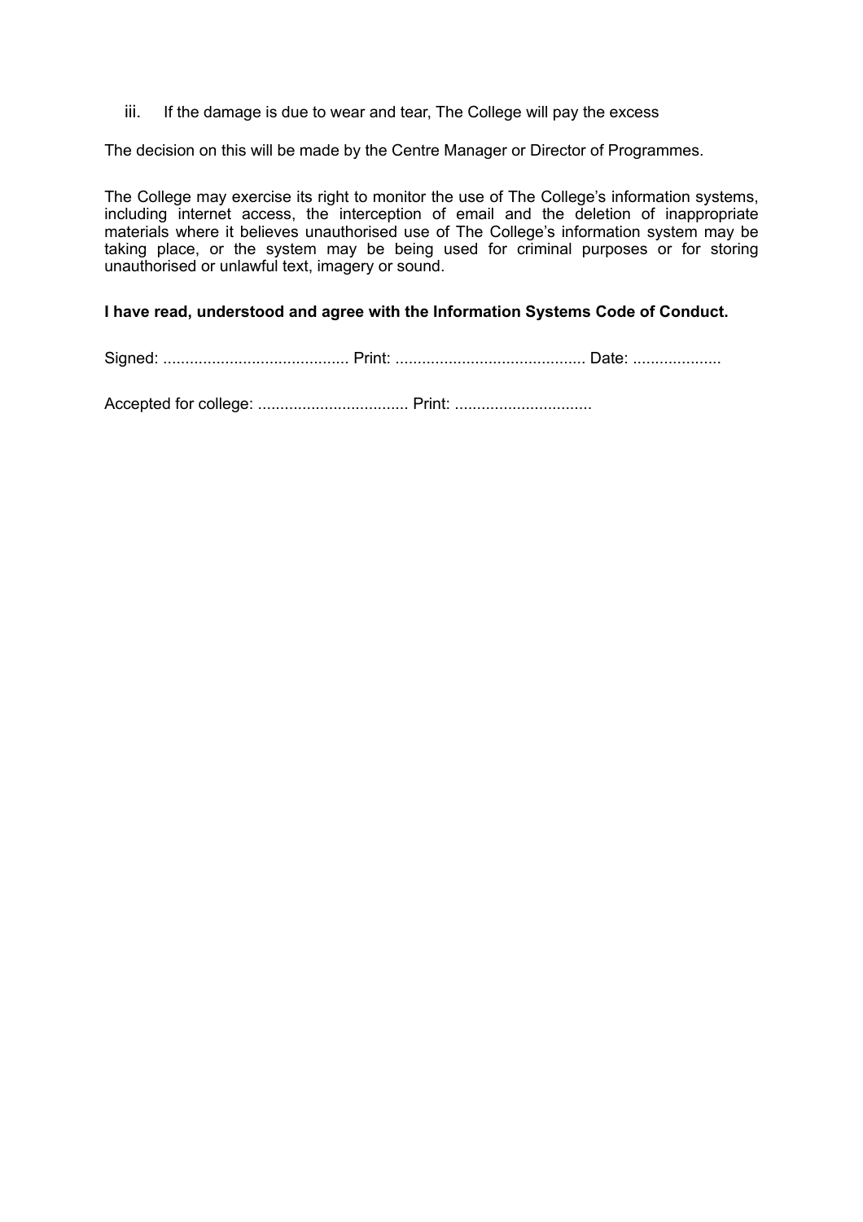iii. If the damage is due to wear and tear, The College will pay the excess

The decision on this will be made by the Centre Manager or Director of Programmes.

The College may exercise its right to monitor the use of The College's information systems, including internet access, the interception of email and the deletion of inappropriate materials where it believes unauthorised use of The College's information system may be taking place, or the system may be being used for criminal purposes or for storing unauthorised or unlawful text, imagery or sound.

**I have read, understood and agree with the Information Systems Code of Conduct.**

Signed: .......................................... Print: ........................................... Date: ....................

Accepted for college: .................................. Print: ...............................